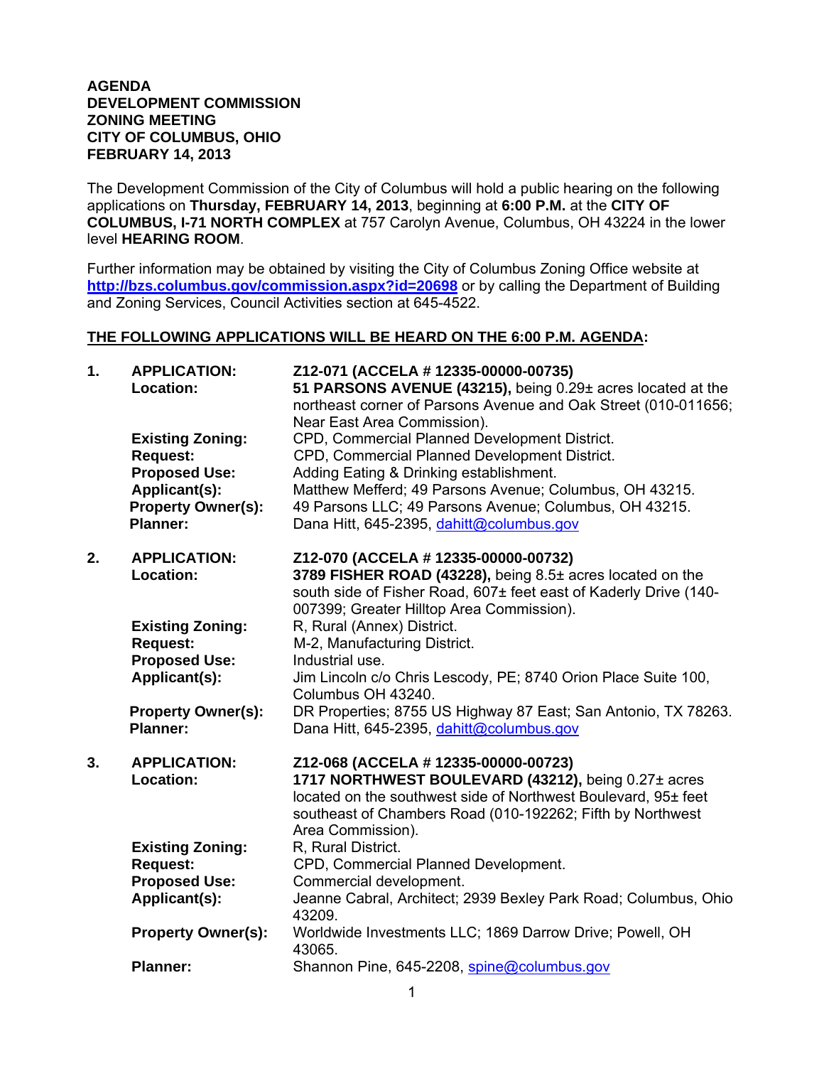**AGENDA**
**DEVELOPMENT COMMISSION**
**ZONING MEETING**
**CITY OF COLUMBUS, OHIO**
**FEBRUARY 14, 2013**

The Development Commission of the City of Columbus will hold a public hearing on the following applications on **Thursday, FEBRUARY 14, 2013**, beginning at **6:00 P.M.** at the **CITY OF COLUMBUS, I-71 NORTH COMPLEX** at 757 Carolyn Avenue, Columbus, OH 43224 in the lower level **HEARING ROOM**.

Further information may be obtained by visiting the City of Columbus Zoning Office website at **http://bzs.columbus.gov/commission.aspx?id=20698** or by calling the Department of Building and Zoning Services, Council Activities section at 645-4522.

**THE FOLLOWING APPLICATIONS WILL BE HEARD ON THE 6:00 P.M. AGENDA:**

**1. APPLICATION:** **Z12-071 (ACCELA # 12335-00000-00735)**
**Location:** **51 PARSONS AVENUE (43215),** being 0.29± acres located at the northeast corner of Parsons Avenue and Oak Street (010-011656; Near East Area Commission).
**Existing Zoning:** CPD, Commercial Planned Development District.
**Request:** CPD, Commercial Planned Development District.
**Proposed Use:** Adding Eating & Drinking establishment.
**Applicant(s):** Matthew Mefferd; 49 Parsons Avenue; Columbus, OH 43215.
**Property Owner(s):** 49 Parsons LLC; 49 Parsons Avenue; Columbus, OH 43215.
**Planner:** Dana Hitt, 645-2395, dahitt@columbus.gov

**2. APPLICATION:** **Z12-070 (ACCELA # 12335-00000-00732)**
**Location:** **3789 FISHER ROAD (43228),** being 8.5± acres located on the south side of Fisher Road, 607± feet east of Kaderly Drive (140-007399; Greater Hilltop Area Commission).
**Existing Zoning:** R, Rural (Annex) District.
**Request:** M-2, Manufacturing District.
**Proposed Use:** Industrial use.
**Applicant(s):** Jim Lincoln c/o Chris Lescody, PE; 8740 Orion Place Suite 100, Columbus OH 43240.
**Property Owner(s):** DR Properties; 8755 US Highway 87 East; San Antonio, TX 78263.
**Planner:** Dana Hitt, 645-2395, dahitt@columbus.gov

**3. APPLICATION:** **Z12-068 (ACCELA # 12335-00000-00723)**
**Location:** **1717 NORTHWEST BOULEVARD (43212),** being 0.27± acres located on the southwest side of Northwest Boulevard, 95± feet southeast of Chambers Road (010-192262; Fifth by Northwest Area Commission).
**Existing Zoning:** R, Rural District.
**Request:** CPD, Commercial Planned Development.
**Proposed Use:** Commercial development.
**Applicant(s):** Jeanne Cabral, Architect; 2939 Bexley Park Road; Columbus, Ohio 43209.
**Property Owner(s):** Worldwide Investments LLC; 1869 Darrow Drive; Powell, OH 43065.
**Planner:** Shannon Pine, 645-2208, spine@columbus.gov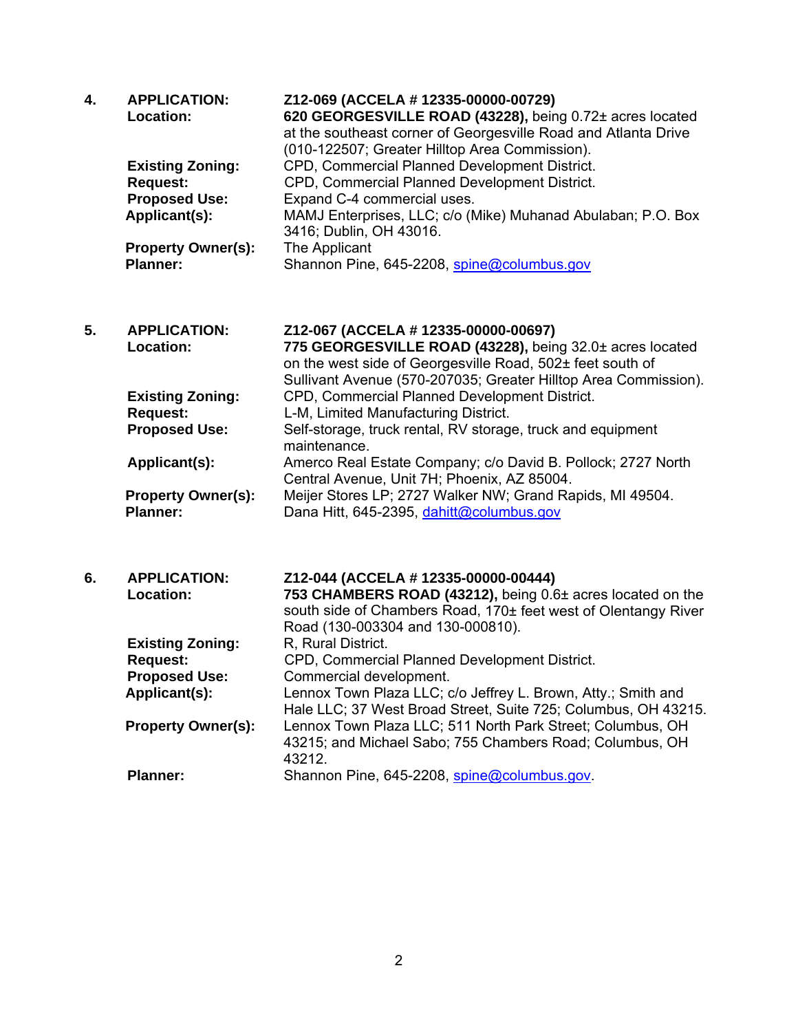4. **APPLICATION:** **Z12-069 (ACCELA # 12335-00000-00729)**
   **Location:** **620 GEORGESVILLE ROAD (43228),** being 0.72± acres located at the southeast corner of Georgesville Road and Atlanta Drive (010-122507; Greater Hilltop Area Commission).
   **Existing Zoning:** CPD, Commercial Planned Development District.
   **Request:** CPD, Commercial Planned Development District.
   **Proposed Use:** Expand C-4 commercial uses.
   **Applicant(s):** MAMJ Enterprises, LLC; c/o (Mike) Muhanad Abulaban; P.O. Box 3416; Dublin, OH 43016.
   **Property Owner(s):** The Applicant
   **Planner:** Shannon Pine, 645-2208, spine@columbus.gov

5. **APPLICATION:** **Z12-067 (ACCELA # 12335-00000-00697)**
   **Location:** **775 GEORGESVILLE ROAD (43228),** being 32.0± acres located on the west side of Georgesville Road, 502± feet south of Sullivant Avenue (570-207035; Greater Hilltop Area Commission).
   **Existing Zoning:** CPD, Commercial Planned Development District.
   **Request:** L-M, Limited Manufacturing District.
   **Proposed Use:** Self-storage, truck rental, RV storage, truck and equipment maintenance.
   **Applicant(s):** Amerco Real Estate Company; c/o David B. Pollock; 2727 North Central Avenue, Unit 7H; Phoenix, AZ 85004.
   **Property Owner(s):** Meijer Stores LP; 2727 Walker NW; Grand Rapids, MI 49504.
   **Planner:** Dana Hitt, 645-2395, dahitt@columbus.gov

6. **APPLICATION:** **Z12-044 (ACCELA # 12335-00000-00444)**
   **Location:** **753 CHAMBERS ROAD (43212),** being 0.6± acres located on the south side of Chambers Road, 170± feet west of Olentangy River Road (130-003304 and 130-000810).
   **Existing Zoning:** R, Rural District.
   **Request:** CPD, Commercial Planned Development District.
   **Proposed Use:** Commercial development.
   **Applicant(s):** Lennox Town Plaza LLC; c/o Jeffrey L. Brown, Atty.; Smith and Hale LLC; 37 West Broad Street, Suite 725; Columbus, OH 43215.
   **Property Owner(s):** Lennox Town Plaza LLC; 511 North Park Street; Columbus, OH 43215; and Michael Sabo; 755 Chambers Road; Columbus, OH 43212.
   **Planner:** Shannon Pine, 645-2208, spine@columbus.gov.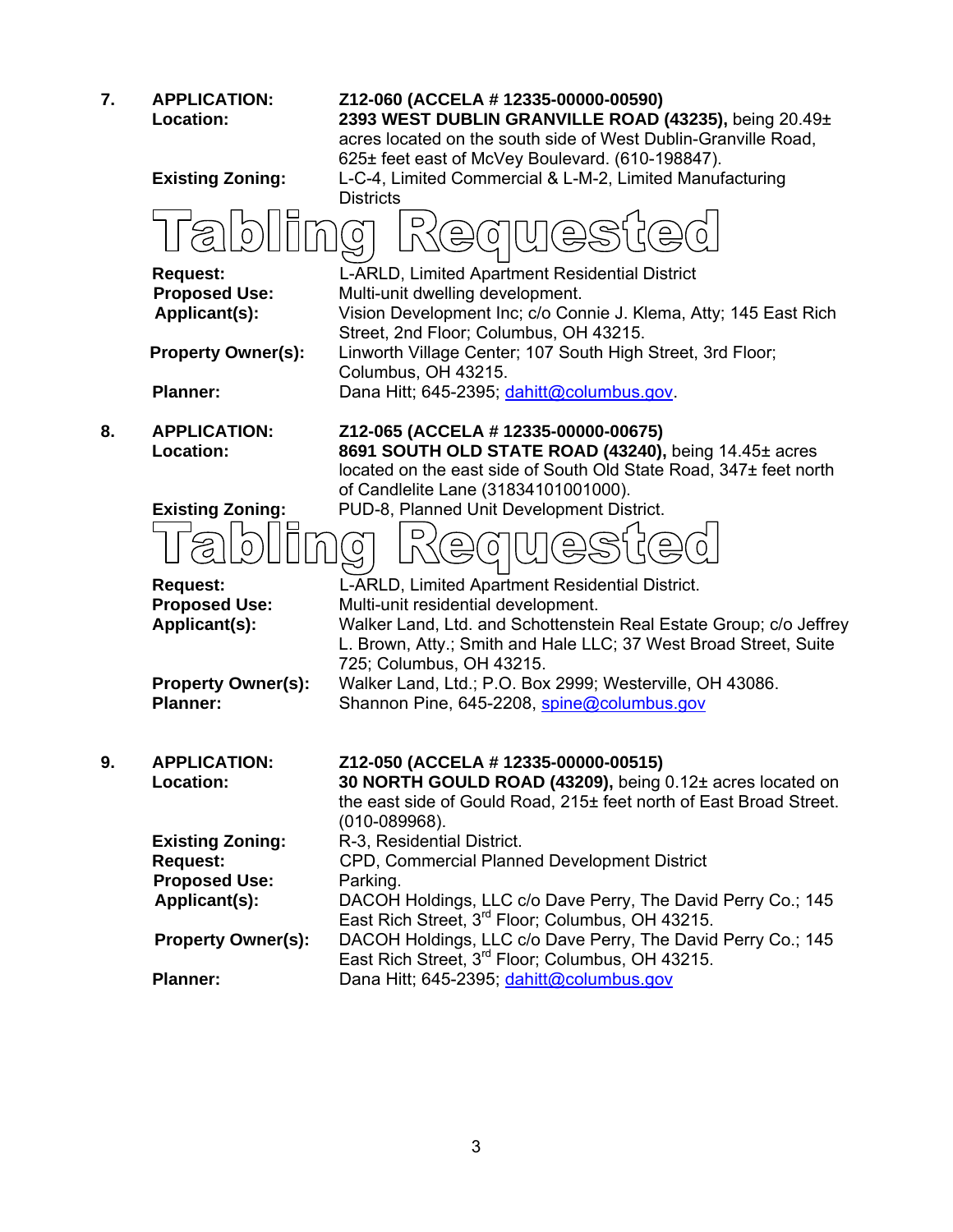7. **APPLICATION:** **Z12-060 (ACCELA # 12335-00000-00590)**
**Location:** **2393 WEST DUBLIN GRANVILLE ROAD (43235),** being 20.49± acres located on the south side of West Dublin-Granville Road, 625± feet east of McVey Boulevard. (610-198847).
**Existing Zoning:** L-C-4, Limited Commercial & L-M-2, Limited Manufacturing Districts

**Tabling Requested**

**Request:** L-ARLD, Limited Apartment Residential District
**Proposed Use:** Multi-unit dwelling development.
**Applicant(s):** Vision Development Inc; c/o Connie J. Klema, Atty; 145 East Rich Street, 2nd Floor; Columbus, OH 43215.
**Property Owner(s):** Linworth Village Center; 107 South High Street, 3rd Floor; Columbus, OH 43215.
**Planner:** Dana Hitt; 645-2395; dahitt@columbus.gov.

8. **APPLICATION:** **Z12-065 (ACCELA # 12335-00000-00675)**
**Location:** **8691 SOUTH OLD STATE ROAD (43240),** being 14.45± acres located on the east side of South Old State Road, 347± feet north of Candlelite Lane (31834101001000).
**Existing Zoning:** PUD-8, Planned Unit Development District.

**Tabling Requested**

**Request:** L-ARLD, Limited Apartment Residential District.
**Proposed Use:** Multi-unit residential development.
**Applicant(s):** Walker Land, Ltd. and Schottenstein Real Estate Group; c/o Jeffrey L. Brown, Atty.; Smith and Hale LLC; 37 West Broad Street, Suite 725; Columbus, OH 43215.
**Property Owner(s):** Walker Land, Ltd.; P.O. Box 2999; Westerville, OH 43086.
**Planner:** Shannon Pine, 645-2208, spine@columbus.gov

9. **APPLICATION:** **Z12-050 (ACCELA # 12335-00000-00515)**
**Location:** **30 NORTH GOULD ROAD (43209),** being 0.12± acres located on the east side of Gould Road, 215± feet north of East Broad Street. (010-089968).
**Existing Zoning:** R-3, Residential District.
**Request:** CPD, Commercial Planned Development District
**Proposed Use:** Parking.
**Applicant(s):** DACOH Holdings, LLC c/o Dave Perry, The David Perry Co.; 145 East Rich Street, 3rd Floor; Columbus, OH 43215.
**Property Owner(s):** DACOH Holdings, LLC c/o Dave Perry, The David Perry Co.; 145 East Rich Street, 3rd Floor; Columbus, OH 43215.
**Planner:** Dana Hitt; 645-2395; dahitt@columbus.gov